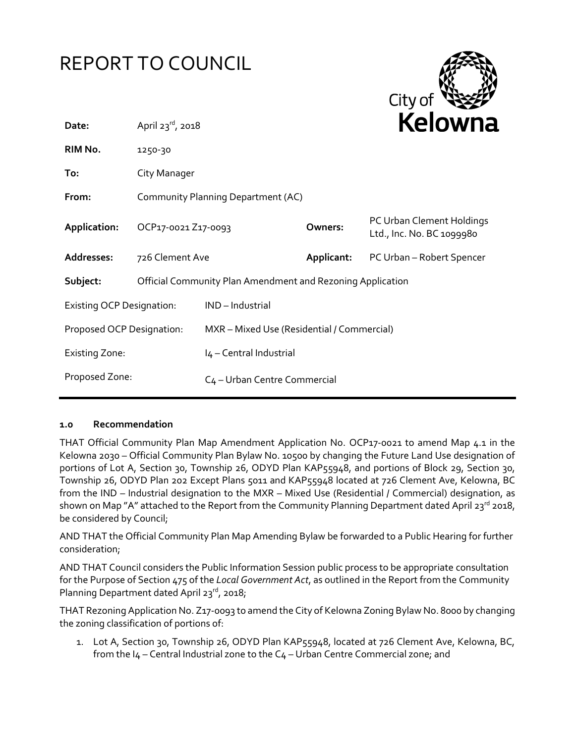# REPORT TO COUNCIL

| | | | |
|---|---|---|---|
| **Date:** | April 23rd, 2018 | | |
| **RIM No.** | 1250-30 | | |
| **To:** | City Manager | | |
| **From:** | Community Planning Department (AC) | | |
| **Application:** | OCP17-0021 Z17-0093 | **Owners:** | PC Urban Clement Holdings Ltd., Inc. No. BC 1099980 |
| **Addresses:** | 726 Clement Ave | **Applicant:** | PC Urban – Robert Spencer |
| **Subject:** | Official Community Plan Amendment and Rezoning Application | | |

| | |
|---|---|
| Existing OCP Designation: | IND – Industrial |
| Proposed OCP Designation: | MXR – Mixed Use (Residential / Commercial) |
| Existing Zone: | I4 – Central Industrial |
| Proposed Zone: | C4 – Urban Centre Commercial |

## 1.0 Recommendation

THAT Official Community Plan Map Amendment Application No. OCP17-0021 to amend Map 4.1 in the Kelowna 2030 – Official Community Plan Bylaw No. 10500 by changing the Future Land Use designation of portions of Lot A, Section 30, Township 26, ODYD Plan KAP55948, and portions of Block 29, Section 30, Township 26, ODYD Plan 202 Except Plans 5011 and KAP55948 located at 726 Clement Ave, Kelowna, BC from the IND – Industrial designation to the MXR – Mixed Use (Residential / Commercial) designation, as shown on Map "A" attached to the Report from the Community Planning Department dated April 23rd 2018, be considered by Council;

AND THAT the Official Community Plan Map Amending Bylaw be forwarded to a Public Hearing for further consideration;

AND THAT Council considers the Public Information Session public process to be appropriate consultation for the Purpose of Section 475 of the *Local Government Act*, as outlined in the Report from the Community Planning Department dated April 23rd, 2018;

THAT Rezoning Application No. Z17-0093 to amend the City of Kelowna Zoning Bylaw No. 8000 by changing the zoning classification of portions of:

1. Lot A, Section 30, Township 26, ODYD Plan KAP55948, located at 726 Clement Ave, Kelowna, BC, from the I4 – Central Industrial zone to the C4 – Urban Centre Commercial zone; and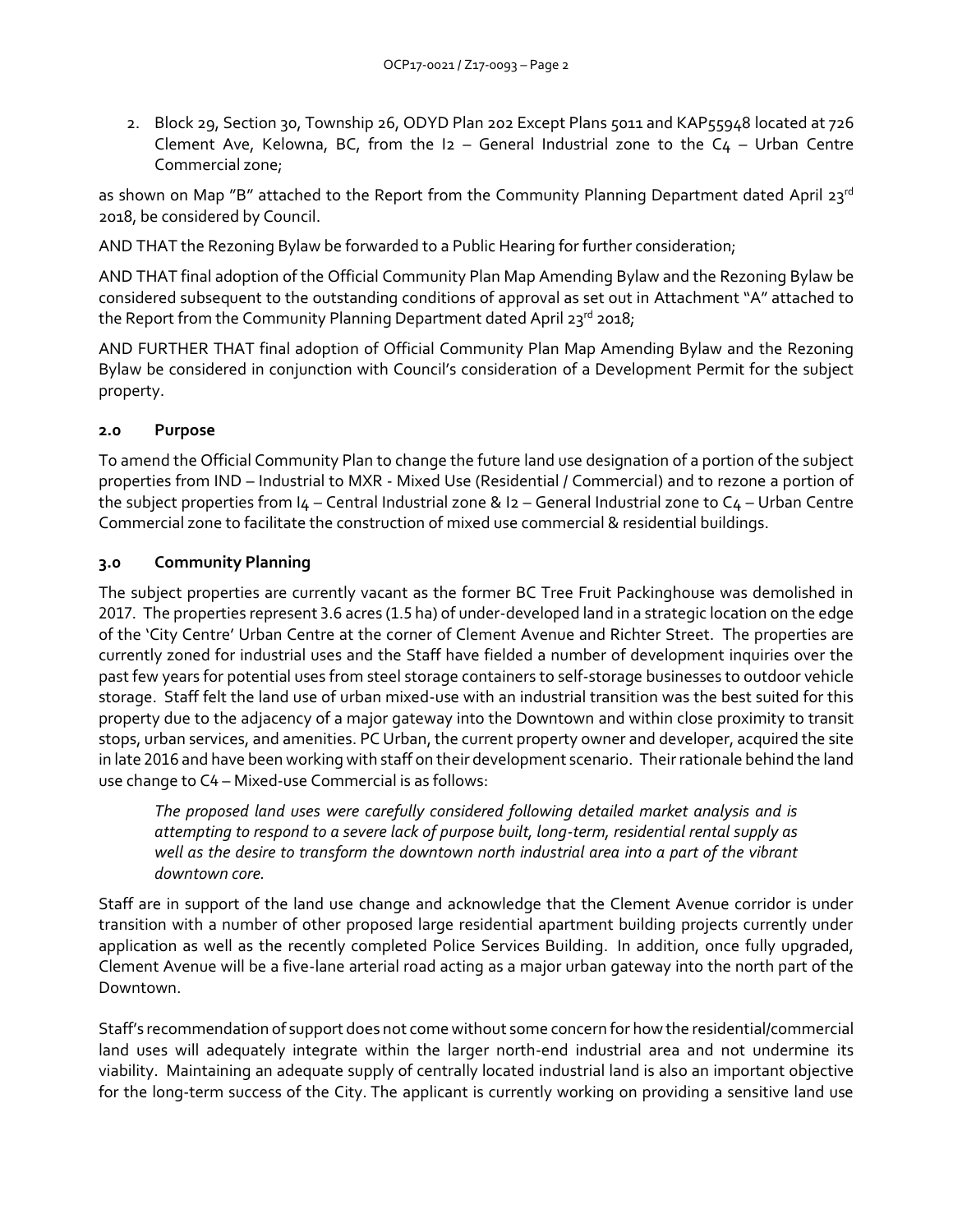2. Block 29, Section 30, Township 26, ODYD Plan 202 Except Plans 5011 and KAP55948 located at 726 Clement Ave, Kelowna, BC, from the I2 – General Industrial zone to the C4 – Urban Centre Commercial zone;

as shown on Map "B" attached to the Report from the Community Planning Department dated April 23rd 2018, be considered by Council.

AND THAT the Rezoning Bylaw be forwarded to a Public Hearing for further consideration;

AND THAT final adoption of the Official Community Plan Map Amending Bylaw and the Rezoning Bylaw be considered subsequent to the outstanding conditions of approval as set out in Attachment "A" attached to the Report from the Community Planning Department dated April 23rd 2018;

AND FURTHER THAT final adoption of Official Community Plan Map Amending Bylaw and the Rezoning Bylaw be considered in conjunction with Council's consideration of a Development Permit for the subject property.

## 2.0 Purpose

To amend the Official Community Plan to change the future land use designation of a portion of the subject properties from IND – Industrial to MXR - Mixed Use (Residential / Commercial) and to rezone a portion of the subject properties from I4 – Central Industrial zone & I2 – General Industrial zone to C4 – Urban Centre Commercial zone to facilitate the construction of mixed use commercial & residential buildings.

## 3.0 Community Planning

The subject properties are currently vacant as the former BC Tree Fruit Packinghouse was demolished in 2017. The properties represent 3.6 acres (1.5 ha) of under-developed land in a strategic location on the edge of the 'City Centre' Urban Centre at the corner of Clement Avenue and Richter Street. The properties are currently zoned for industrial uses and the Staff have fielded a number of development inquiries over the past few years for potential uses from steel storage containers to self-storage businesses to outdoor vehicle storage. Staff felt the land use of urban mixed-use with an industrial transition was the best suited for this property due to the adjacency of a major gateway into the Downtown and within close proximity to transit stops, urban services, and amenities. PC Urban, the current property owner and developer, acquired the site in late 2016 and have been working with staff on their development scenario. Their rationale behind the land use change to C4 – Mixed-use Commercial is as follows:

> *The proposed land uses were carefully considered following detailed market analysis and is attempting to respond to a severe lack of purpose built, long-term, residential rental supply as well as the desire to transform the downtown north industrial area into a part of the vibrant downtown core.*

Staff are in support of the land use change and acknowledge that the Clement Avenue corridor is under transition with a number of other proposed large residential apartment building projects currently under application as well as the recently completed Police Services Building. In addition, once fully upgraded, Clement Avenue will be a five-lane arterial road acting as a major urban gateway into the north part of the Downtown.

Staff's recommendation of support does not come without some concern for how the residential/commercial land uses will adequately integrate within the larger north-end industrial area and not undermine its viability. Maintaining an adequate supply of centrally located industrial land is also an important objective for the long-term success of the City. The applicant is currently working on providing a sensitive land use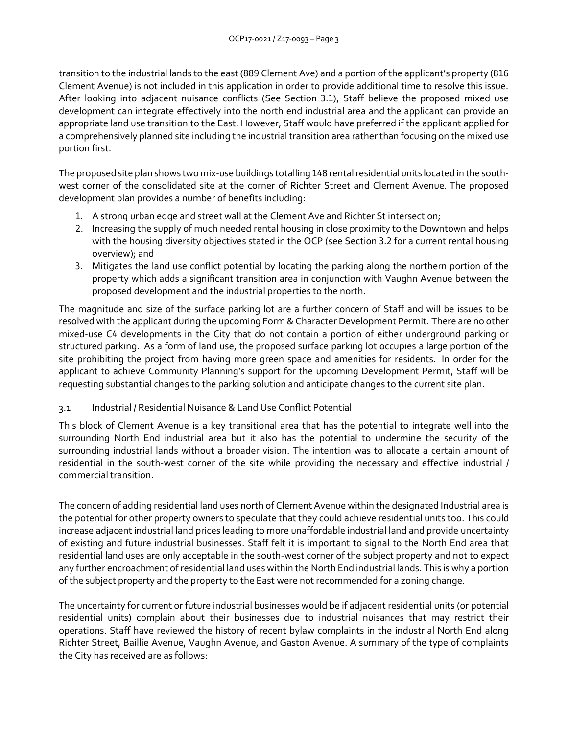transition to the industrial lands to the east (889 Clement Ave) and a portion of the applicant's property (816 Clement Avenue) is not included in this application in order to provide additional time to resolve this issue. After looking into adjacent nuisance conflicts (See Section 3.1), Staff believe the proposed mixed use development can integrate effectively into the north end industrial area and the applicant can provide an appropriate land use transition to the East. However, Staff would have preferred if the applicant applied for a comprehensively planned site including the industrial transition area rather than focusing on the mixed use portion first.

The proposed site plan shows two mix-use buildings totalling 148 rental residential units located in the south-west corner of the consolidated site at the corner of Richter Street and Clement Avenue. The proposed development plan provides a number of benefits including:

1. A strong urban edge and street wall at the Clement Ave and Richter St intersection;
2. Increasing the supply of much needed rental housing in close proximity to the Downtown and helps with the housing diversity objectives stated in the OCP (see Section 3.2 for a current rental housing overview); and
3. Mitigates the land use conflict potential by locating the parking along the northern portion of the property which adds a significant transition area in conjunction with Vaughn Avenue between the proposed development and the industrial properties to the north.

The magnitude and size of the surface parking lot are a further concern of Staff and will be issues to be resolved with the applicant during the upcoming Form & Character Development Permit. There are no other mixed-use C4 developments in the City that do not contain a portion of either underground parking or structured parking. As a form of land use, the proposed surface parking lot occupies a large portion of the site prohibiting the project from having more green space and amenities for residents. In order for the applicant to achieve Community Planning's support for the upcoming Development Permit, Staff will be requesting substantial changes to the parking solution and anticipate changes to the current site plan.

### 3.1 Industrial / Residential Nuisance & Land Use Conflict Potential

This block of Clement Avenue is a key transitional area that has the potential to integrate well into the surrounding North End industrial area but it also has the potential to undermine the security of the surrounding industrial lands without a broader vision. The intention was to allocate a certain amount of residential in the south-west corner of the site while providing the necessary and effective industrial / commercial transition.

The concern of adding residential land uses north of Clement Avenue within the designated Industrial area is the potential for other property owners to speculate that they could achieve residential units too. This could increase adjacent industrial land prices leading to more unaffordable industrial land and provide uncertainty of existing and future industrial businesses. Staff felt it is important to signal to the North End area that residential land uses are only acceptable in the south-west corner of the subject property and not to expect any further encroachment of residential land uses within the North End industrial lands. This is why a portion of the subject property and the property to the East were not recommended for a zoning change.

The uncertainty for current or future industrial businesses would be if adjacent residential units (or potential residential units) complain about their businesses due to industrial nuisances that may restrict their operations. Staff have reviewed the history of recent bylaw complaints in the industrial North End along Richter Street, Baillie Avenue, Vaughn Avenue, and Gaston Avenue. A summary of the type of complaints the City has received are as follows: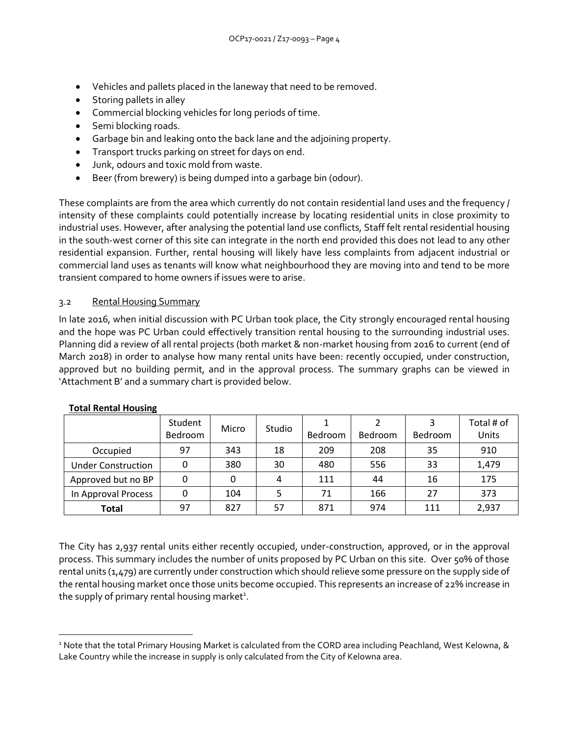- Vehicles and pallets placed in the laneway that need to be removed.
- Storing pallets in alley
- Commercial blocking vehicles for long periods of time.
- Semi blocking roads.
- Garbage bin and leaking onto the back lane and the adjoining property.
- Transport trucks parking on street for days on end.
- Junk, odours and toxic mold from waste.
- Beer (from brewery) is being dumped into a garbage bin (odour).

These complaints are from the area which currently do not contain residential land uses and the frequency / intensity of these complaints could potentially increase by locating residential units in close proximity to industrial uses. However, after analysing the potential land use conflicts, Staff felt rental residential housing in the south-west corner of this site can integrate in the north end provided this does not lead to any other residential expansion. Further, rental housing will likely have less complaints from adjacent industrial or commercial land uses as tenants will know what neighbourhood they are moving into and tend to be more transient compared to home owners if issues were to arise.

### 3.2 Rental Housing Summary

In late 2016, when initial discussion with PC Urban took place, the City strongly encouraged rental housing and the hope was PC Urban could effectively transition rental housing to the surrounding industrial uses. Planning did a review of all rental projects (both market & non-market housing from 2016 to current (end of March 2018) in order to analyse how many rental units have been: recently occupied, under construction, approved but no building permit, and in the approval process. The summary graphs can be viewed in 'Attachment B' and a summary chart is provided below.

**Total Rental Housing**

| | Student Bedroom | Micro | Studio | 1 Bedroom | 2 Bedroom | 3 Bedroom | Total # of Units |
|---|---|---|---|---|---|---|---|
| Occupied | 97 | 343 | 18 | 209 | 208 | 35 | 910 |
| Under Construction | 0 | 380 | 30 | 480 | 556 | 33 | 1,479 |
| Approved but no BP | 0 | 0 | 4 | 111 | 44 | 16 | 175 |
| In Approval Process | 0 | 104 | 5 | 71 | 166 | 27 | 373 |
| **Total** | 97 | 827 | 57 | 871 | 974 | 111 | 2,937 |

The City has 2,937 rental units either recently occupied, under-construction, approved, or in the approval process. This summary includes the number of units proposed by PC Urban on this site. Over 50% of those rental units (1,479) are currently under construction which should relieve some pressure on the supply side of the rental housing market once those units become occupied. This represents an increase of 22% increase in the supply of primary rental housing market[1].

[1] Note that the total Primary Housing Market is calculated from the CORD area including Peachland, West Kelowna, & Lake Country while the increase in supply is only calculated from the City of Kelowna area.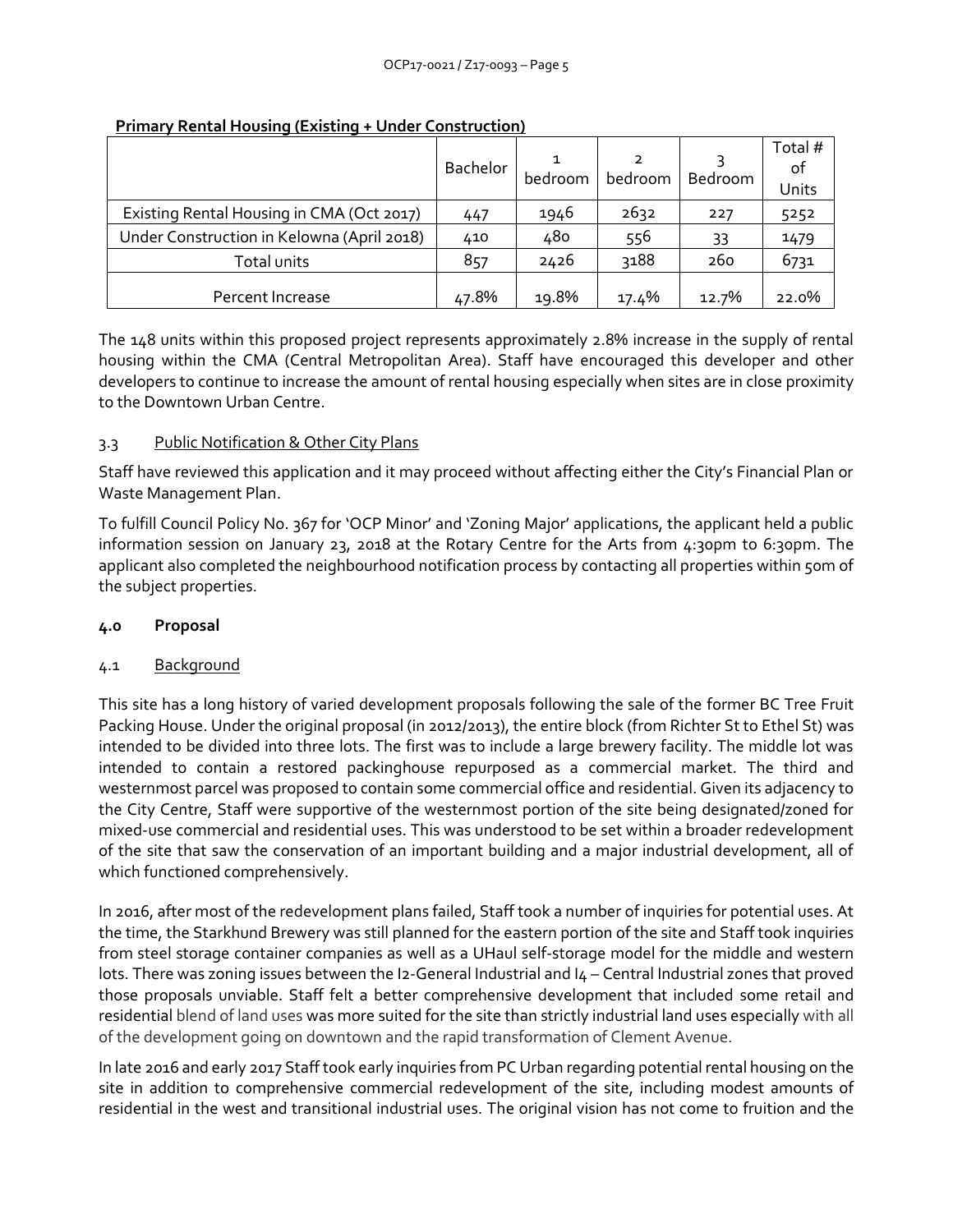**Primary Rental Housing (Existing + Under Construction)**

| | Bachelor | 1 bedroom | 2 bedroom | 3 Bedroom | Total # of Units |
|---|---|---|---|---|---|
| Existing Rental Housing in CMA (Oct 2017) | 447 | 1946 | 2632 | 227 | 5252 |
| Under Construction in Kelowna (April 2018) | 410 | 480 | 556 | 33 | 1479 |
| Total units | 857 | 2426 | 3188 | 260 | 6731 |
| Percent Increase | 47.8% | 19.8% | 17.4% | 12.7% | 22.0% |

The 148 units within this proposed project represents approximately 2.8% increase in the supply of rental housing within the CMA (Central Metropolitan Area). Staff have encouraged this developer and other developers to continue to increase the amount of rental housing especially when sites are in close proximity to the Downtown Urban Centre.

### 3.3 Public Notification & Other City Plans

Staff have reviewed this application and it may proceed without affecting either the City's Financial Plan or Waste Management Plan.

To fulfill Council Policy No. 367 for 'OCP Minor' and 'Zoning Major' applications, the applicant held a public information session on January 23, 2018 at the Rotary Centre for the Arts from 4:30pm to 6:30pm. The applicant also completed the neighbourhood notification process by contacting all properties within 50m of the subject properties.

## 4.0 Proposal

### 4.1 Background

This site has a long history of varied development proposals following the sale of the former BC Tree Fruit Packing House. Under the original proposal (in 2012/2013), the entire block (from Richter St to Ethel St) was intended to be divided into three lots. The first was to include a large brewery facility. The middle lot was intended to contain a restored packinghouse repurposed as a commercial market. The third and westernmost parcel was proposed to contain some commercial office and residential. Given its adjacency to the City Centre, Staff were supportive of the westernmost portion of the site being designated/zoned for mixed-use commercial and residential uses. This was understood to be set within a broader redevelopment of the site that saw the conservation of an important building and a major industrial development, all of which functioned comprehensively.

In 2016, after most of the redevelopment plans failed, Staff took a number of inquiries for potential uses. At the time, the Starkhund Brewery was still planned for the eastern portion of the site and Staff took inquiries from steel storage container companies as well as a UHaul self-storage model for the middle and western lots. There was zoning issues between the I2-General Industrial and I4 – Central Industrial zones that proved those proposals unviable. Staff felt a better comprehensive development that included some retail and residential blend of land uses was more suited for the site than strictly industrial land uses especially with all of the development going on downtown and the rapid transformation of Clement Avenue.

In late 2016 and early 2017 Staff took early inquiries from PC Urban regarding potential rental housing on the site in addition to comprehensive commercial redevelopment of the site, including modest amounts of residential in the west and transitional industrial uses. The original vision has not come to fruition and the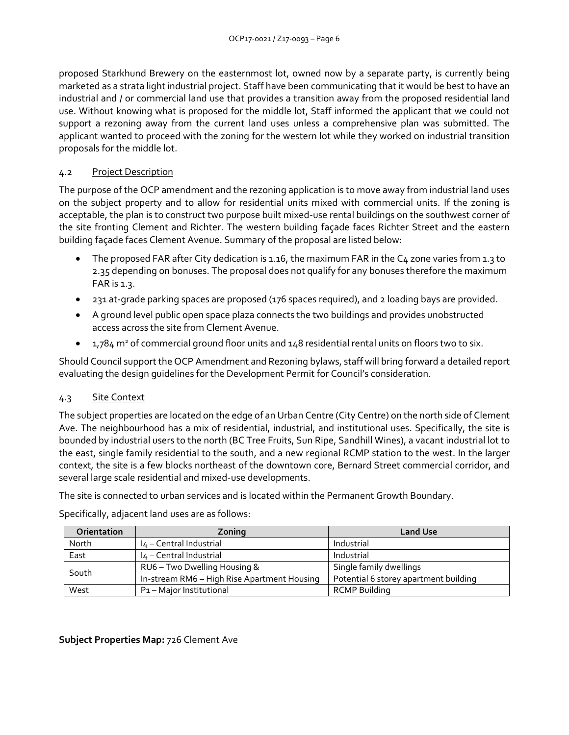proposed Starkhund Brewery on the easternmost lot, owned now by a separate party, is currently being marketed as a strata light industrial project. Staff have been communicating that it would be best to have an industrial and / or commercial land use that provides a transition away from the proposed residential land use. Without knowing what is proposed for the middle lot, Staff informed the applicant that we could not support a rezoning away from the current land uses unless a comprehensive plan was submitted. The applicant wanted to proceed with the zoning for the western lot while they worked on industrial transition proposals for the middle lot.

### 4.2 Project Description

The purpose of the OCP amendment and the rezoning application is to move away from industrial land uses on the subject property and to allow for residential units mixed with commercial units. If the zoning is acceptable, the plan is to construct two purpose built mixed-use rental buildings on the southwest corner of the site fronting Clement and Richter. The western building façade faces Richter Street and the eastern building façade faces Clement Avenue. Summary of the proposal are listed below:

- The proposed FAR after City dedication is 1.16, the maximum FAR in the C4 zone varies from 1.3 to 2.35 depending on bonuses. The proposal does not qualify for any bonuses therefore the maximum FAR is 1.3.
- 231 at-grade parking spaces are proposed (176 spaces required), and 2 loading bays are provided.
- A ground level public open space plaza connects the two buildings and provides unobstructed access across the site from Clement Avenue.
- 1,784 m² of commercial ground floor units and 148 residential rental units on floors two to six.

Should Council support the OCP Amendment and Rezoning bylaws, staff will bring forward a detailed report evaluating the design guidelines for the Development Permit for Council's consideration.

### 4.3 Site Context

The subject properties are located on the edge of an Urban Centre (City Centre) on the north side of Clement Ave. The neighbourhood has a mix of residential, industrial, and institutional uses. Specifically, the site is bounded by industrial users to the north (BC Tree Fruits, Sun Ripe, Sandhill Wines), a vacant industrial lot to the east, single family residential to the south, and a new regional RCMP station to the west. In the larger context, the site is a few blocks northeast of the downtown core, Bernard Street commercial corridor, and several large scale residential and mixed-use developments.

The site is connected to urban services and is located within the Permanent Growth Boundary.

Specifically, adjacent land uses are as follows:

| Orientation | Zoning | Land Use |
|---|---|---|
| North | I4 – Central Industrial | Industrial |
| East | I4 – Central Industrial | Industrial |
| South | RU6 – Two Dwelling Housing & In-stream RM6 – High Rise Apartment Housing | Single family dwellings Potential 6 storey apartment building |
| West | P1 – Major Institutional | RCMP Building |

**Subject Properties Map:** 726 Clement Ave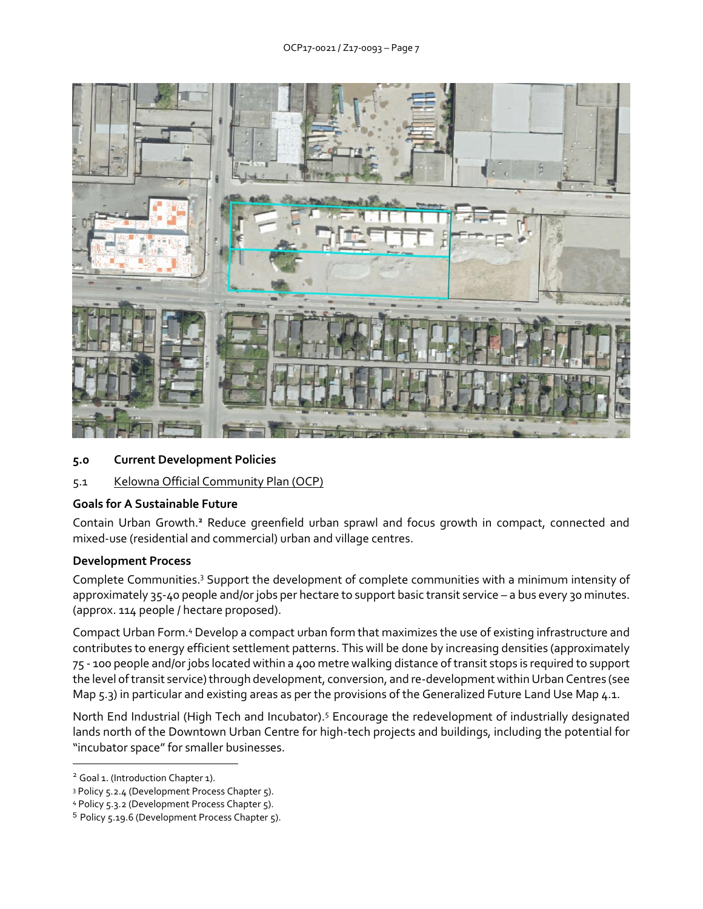## 5.0 Current Development Policies

### 5.1 Kelowna Official Community Plan (OCP)

**Goals for A Sustainable Future**

Contain Urban Growth.[2] Reduce greenfield urban sprawl and focus growth in compact, connected and mixed-use (residential and commercial) urban and village centres.

**Development Process**

Complete Communities.[3] Support the development of complete communities with a minimum intensity of approximately 35-40 people and/or jobs per hectare to support basic transit service – a bus every 30 minutes. (approx. 114 people / hectare proposed).

Compact Urban Form.[4] Develop a compact urban form that maximizes the use of existing infrastructure and contributes to energy efficient settlement patterns. This will be done by increasing densities (approximately 75 - 100 people and/or jobs located within a 400 metre walking distance of transit stops is required to support the level of transit service) through development, conversion, and re-development within Urban Centres (see Map 5.3) in particular and existing areas as per the provisions of the Generalized Future Land Use Map 4.1.

North End Industrial (High Tech and Incubator).[5] Encourage the redevelopment of industrially designated lands north of the Downtown Urban Centre for high-tech projects and buildings, including the potential for "incubator space" for smaller businesses.

---

[2] Goal 1. (Introduction Chapter 1).

[3] Policy 5.2.4 (Development Process Chapter 5).

[4] Policy 5.3.2 (Development Process Chapter 5).

[5] Policy 5.19.6 (Development Process Chapter 5).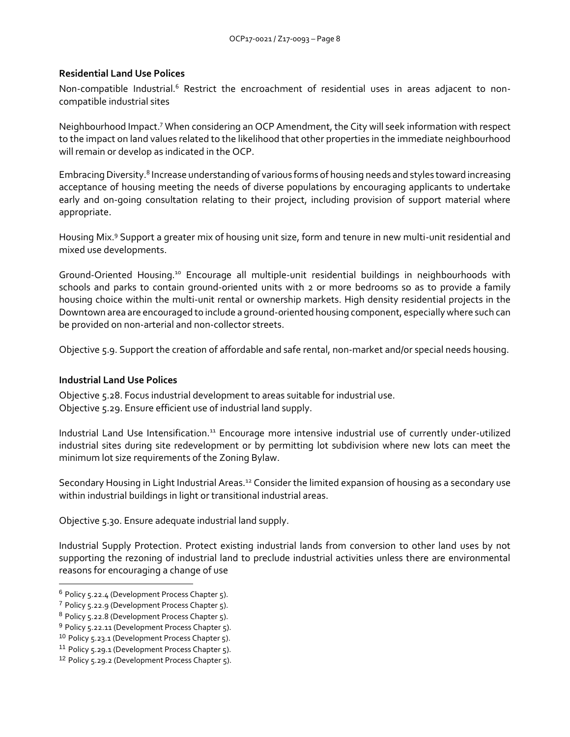**Residential Land Use Polices**

Non-compatible Industrial.[6] Restrict the encroachment of residential uses in areas adjacent to non-compatible industrial sites

Neighbourhood Impact.[7] When considering an OCP Amendment, the City will seek information with respect to the impact on land values related to the likelihood that other properties in the immediate neighbourhood will remain or develop as indicated in the OCP.

Embracing Diversity.[8] Increase understanding of various forms of housing needs and styles toward increasing acceptance of housing meeting the needs of diverse populations by encouraging applicants to undertake early and on-going consultation relating to their project, including provision of support material where appropriate.

Housing Mix.[9] Support a greater mix of housing unit size, form and tenure in new multi-unit residential and mixed use developments.

Ground-Oriented Housing.[10] Encourage all multiple-unit residential buildings in neighbourhoods with schools and parks to contain ground-oriented units with 2 or more bedrooms so as to provide a family housing choice within the multi-unit rental or ownership markets. High density residential projects in the Downtown area are encouraged to include a ground-oriented housing component, especially where such can be provided on non-arterial and non-collector streets.

Objective 5.9. Support the creation of affordable and safe rental, non-market and/or special needs housing.

**Industrial Land Use Polices**

Objective 5.28. Focus industrial development to areas suitable for industrial use.
Objective 5.29. Ensure efficient use of industrial land supply.

Industrial Land Use Intensification.[11] Encourage more intensive industrial use of currently under-utilized industrial sites during site redevelopment or by permitting lot subdivision where new lots can meet the minimum lot size requirements of the Zoning Bylaw.

Secondary Housing in Light Industrial Areas.[12] Consider the limited expansion of housing as a secondary use within industrial buildings in light or transitional industrial areas.

Objective 5.30. Ensure adequate industrial land supply.

Industrial Supply Protection. Protect existing industrial lands from conversion to other land uses by not supporting the rezoning of industrial land to preclude industrial activities unless there are environmental reasons for encouraging a change of use

---

[6] Policy 5.22.4 (Development Process Chapter 5).
[7] Policy 5.22.9 (Development Process Chapter 5).
[8] Policy 5.22.8 (Development Process Chapter 5).
[9] Policy 5.22.11 (Development Process Chapter 5).
[10] Policy 5.23.1 (Development Process Chapter 5).
[11] Policy 5.29.1 (Development Process Chapter 5).
[12] Policy 5.29.2 (Development Process Chapter 5).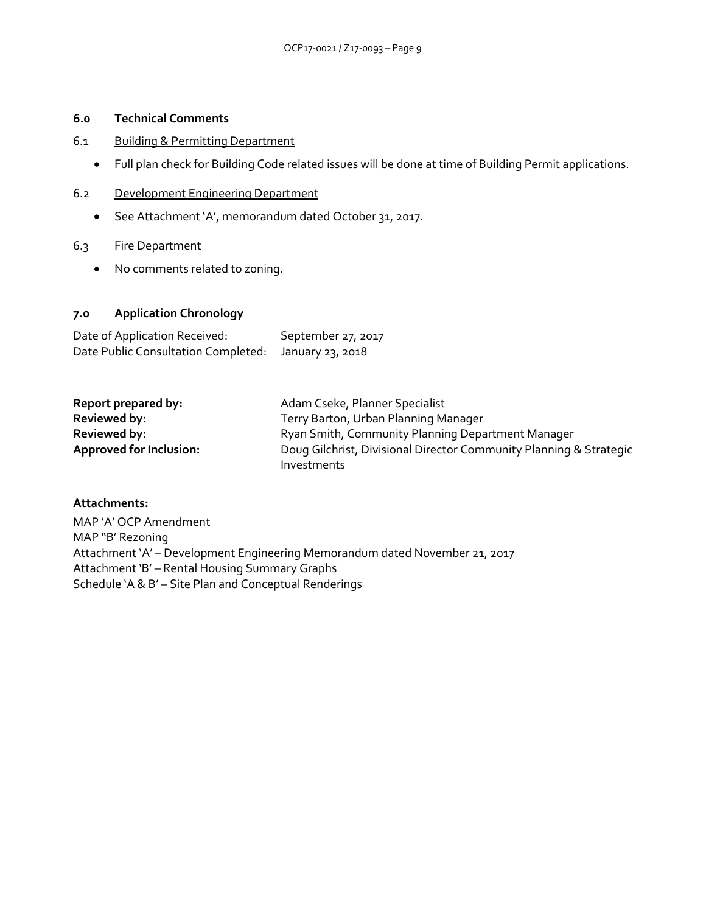## 6.0 Technical Comments

6.1 Building & Permitting Department

- Full plan check for Building Code related issues will be done at time of Building Permit applications.

6.2 Development Engineering Department

- See Attachment 'A', memorandum dated October 31, 2017.

6.3 Fire Department

- No comments related to zoning.

## 7.0 Application Chronology

Date of Application Received: September 27, 2017
Date Public Consultation Completed: January 23, 2018

**Report prepared by:** Adam Cseke, Planner Specialist
**Reviewed by:** Terry Barton, Urban Planning Manager
**Reviewed by:** Ryan Smith, Community Planning Department Manager
**Approved for Inclusion:** Doug Gilchrist, Divisional Director Community Planning & Strategic Investments

**Attachments:**

MAP 'A' OCP Amendment
MAP "B' Rezoning
Attachment 'A' – Development Engineering Memorandum dated November 21, 2017
Attachment 'B' – Rental Housing Summary Graphs
Schedule 'A & B' – Site Plan and Conceptual Renderings